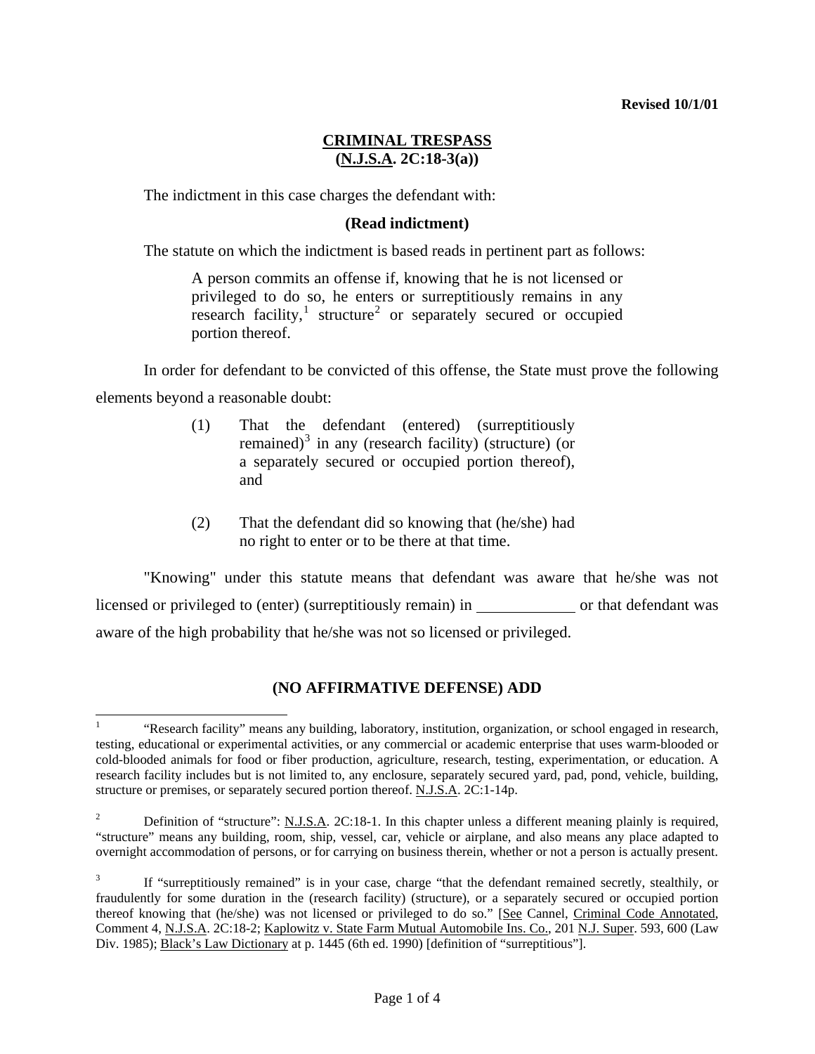**Revised 10/1/01**

# CRIMINAL TRESPASS
## (N.J.S.A. 2C:18-3(a))

The indictment in this case charges the defendant with:

**(Read indictment)**

The statute on which the indictment is based reads in pertinent part as follows:

> A person commits an offense if, knowing that he is not licensed or privileged to do so, he enters or surreptitiously remains in any research facility,[1] structure[2] or separately secured or occupied portion thereof.

In order for defendant to be convicted of this offense, the State must prove the following elements beyond a reasonable doubt:

(1) That the defendant (entered) (surreptitiously remained)[3] in any (research facility) (structure) (or a separately secured or occupied portion thereof), and

(2) That the defendant did so knowing that (he/she) had no right to enter or to be there at that time.

"Knowing" under this statute means that defendant was aware that he/she was not licensed or privileged to (enter) (surreptitiously remain) in \_\_\_\_\_\_\_\_\_\_\_\_ or that defendant was aware of the high probability that he/she was not so licensed or privileged.

**(NO AFFIRMATIVE DEFENSE) ADD**

---

[1] "Research facility" means any building, laboratory, institution, organization, or school engaged in research, testing, educational or experimental activities, or any commercial or academic enterprise that uses warm-blooded or cold-blooded animals for food or fiber production, agriculture, research, testing, experimentation, or education. A research facility includes but is not limited to, any enclosure, separately secured yard, pad, pond, vehicle, building, structure or premises, or separately secured portion thereof. N.J.S.A. 2C:1-14p.

[2] Definition of "structure": N.J.S.A. 2C:18-1. In this chapter unless a different meaning plainly is required, "structure" means any building, room, ship, vessel, car, vehicle or airplane, and also means any place adapted to overnight accommodation of persons, or for carrying on business therein, whether or not a person is actually present.

[3] If "surreptitiously remained" is in your case, charge "that the defendant remained secretly, stealthily, or fraudulently for some duration in the (research facility) (structure), or a separately secured or occupied portion thereof knowing that (he/she) was not licensed or privileged to do so." [See Cannel, Criminal Code Annotated, Comment 4, N.J.S.A. 2C:18-2; Kaplowitz v. State Farm Mutual Automobile Ins. Co., 201 N.J. Super. 593, 600 (Law Div. 1985); Black's Law Dictionary at p. 1445 (6th ed. 1990) [definition of "surreptitious"].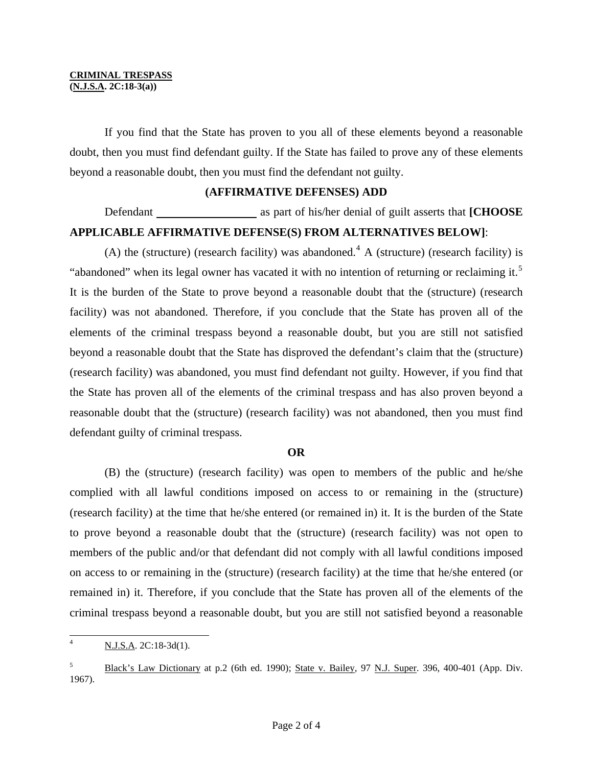**CRIMINAL TRESPASS**
**(N.J.S.A. 2C:18-3(a))**

If you find that the State has proven to you all of these elements beyond a reasonable doubt, then you must find defendant guilty. If the State has failed to prove any of these elements beyond a reasonable doubt, then you must find the defendant not guilty.

**(AFFIRMATIVE DEFENSES) ADD**

Defendant __________________ as part of his/her denial of guilt asserts that **[CHOOSE APPLICABLE AFFIRMATIVE DEFENSE(S) FROM ALTERNATIVES BELOW]**:

(A) the (structure) (research facility) was abandoned.[4] A (structure) (research facility) is "abandoned" when its legal owner has vacated it with no intention of returning or reclaiming it.[5] It is the burden of the State to prove beyond a reasonable doubt that the (structure) (research facility) was not abandoned. Therefore, if you conclude that the State has proven all of the elements of the criminal trespass beyond a reasonable doubt, but you are still not satisfied beyond a reasonable doubt that the State has disproved the defendant's claim that the (structure) (research facility) was abandoned, you must find defendant not guilty. However, if you find that the State has proven all of the elements of the criminal trespass and has also proven beyond a reasonable doubt that the (structure) (research facility) was not abandoned, then you must find defendant guilty of criminal trespass.

**OR**

(B) the (structure) (research facility) was open to members of the public and he/she complied with all lawful conditions imposed on access to or remaining in the (structure) (research facility) at the time that he/she entered (or remained in) it. It is the burden of the State to prove beyond a reasonable doubt that the (structure) (research facility) was not open to members of the public and/or that defendant did not comply with all lawful conditions imposed on access to or remaining in the (structure) (research facility) at the time that he/she entered (or remained in) it. Therefore, if you conclude that the State has proven all of the elements of the criminal trespass beyond a reasonable doubt, but you are still not satisfied beyond a reasonable

---

[4] N.J.S.A. 2C:18-3d(1).

[5] Black's Law Dictionary at p.2 (6th ed. 1990); State v. Bailey, 97 N.J. Super. 396, 400-401 (App. Div. 1967).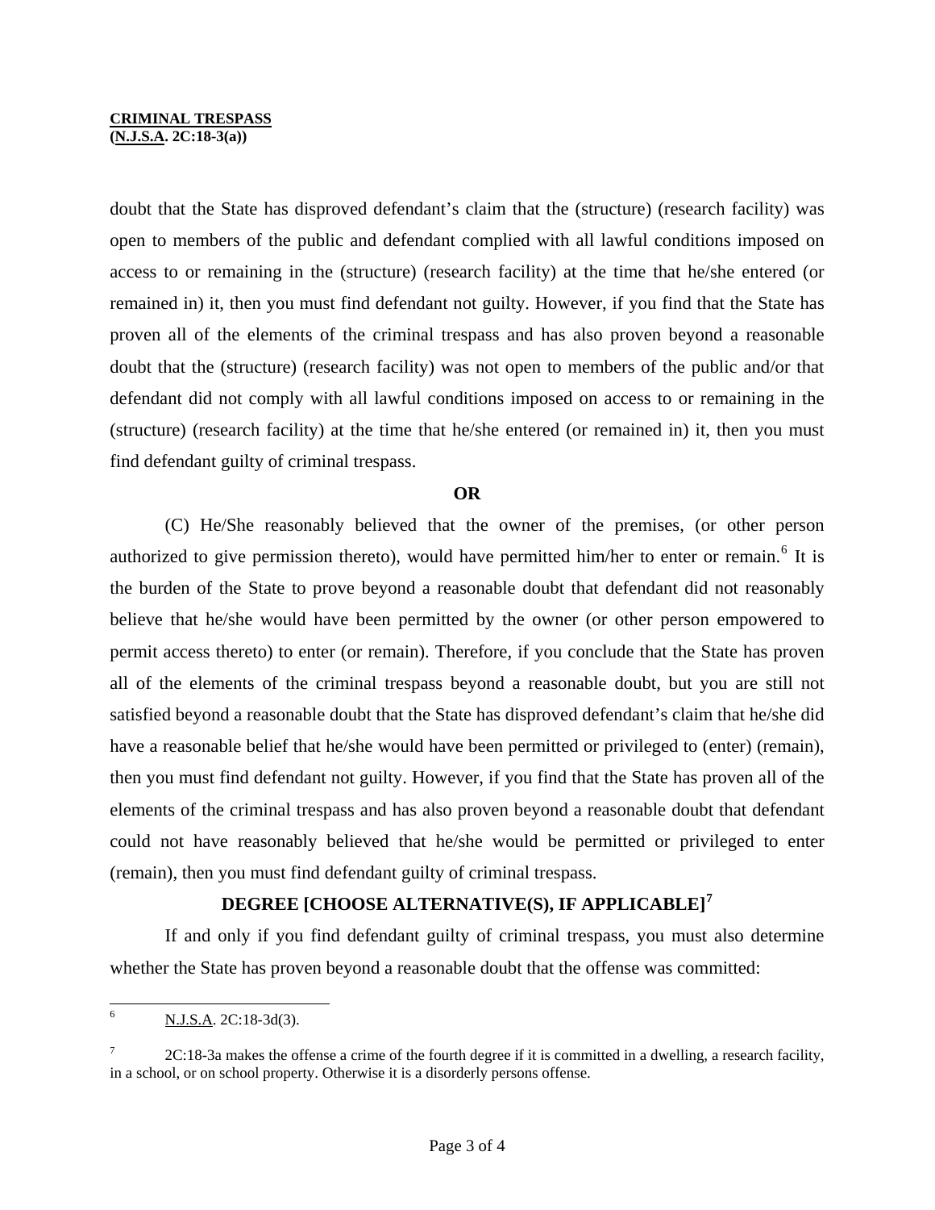doubt that the State has disproved defendant's claim that the (structure) (research facility) was open to members of the public and defendant complied with all lawful conditions imposed on access to or remaining in the (structure) (research facility) at the time that he/she entered (or remained in) it, then you must find defendant not guilty. However, if you find that the State has proven all of the elements of the criminal trespass and has also proven beyond a reasonable doubt that the (structure) (research facility) was not open to members of the public and/or that defendant did not comply with all lawful conditions imposed on access to or remaining in the (structure) (research facility) at the time that he/she entered (or remained in) it, then you must find defendant guilty of criminal trespass.

**OR**

(C) He/She reasonably believed that the owner of the premises, (or other person authorized to give permission thereto), would have permitted him/her to enter or remain.[6] It is the burden of the State to prove beyond a reasonable doubt that defendant did not reasonably believe that he/she would have been permitted by the owner (or other person empowered to permit access thereto) to enter (or remain). Therefore, if you conclude that the State has proven all of the elements of the criminal trespass beyond a reasonable doubt, but you are still not satisfied beyond a reasonable doubt that the State has disproved defendant's claim that he/she did have a reasonable belief that he/she would have been permitted or privileged to (enter) (remain), then you must find defendant not guilty. However, if you find that the State has proven all of the elements of the criminal trespass and has also proven beyond a reasonable doubt that defendant could not have reasonably believed that he/she would be permitted or privileged to enter (remain), then you must find defendant guilty of criminal trespass.

## DEGREE [CHOOSE ALTERNATIVE(S), IF APPLICABLE][7]

If and only if you find defendant guilty of criminal trespass, you must also determine whether the State has proven beyond a reasonable doubt that the offense was committed:

---

[6] N.J.S.A. 2C:18-3d(3).

[7] 2C:18-3a makes the offense a crime of the fourth degree if it is committed in a dwelling, a research facility, in a school, or on school property. Otherwise it is a disorderly persons offense.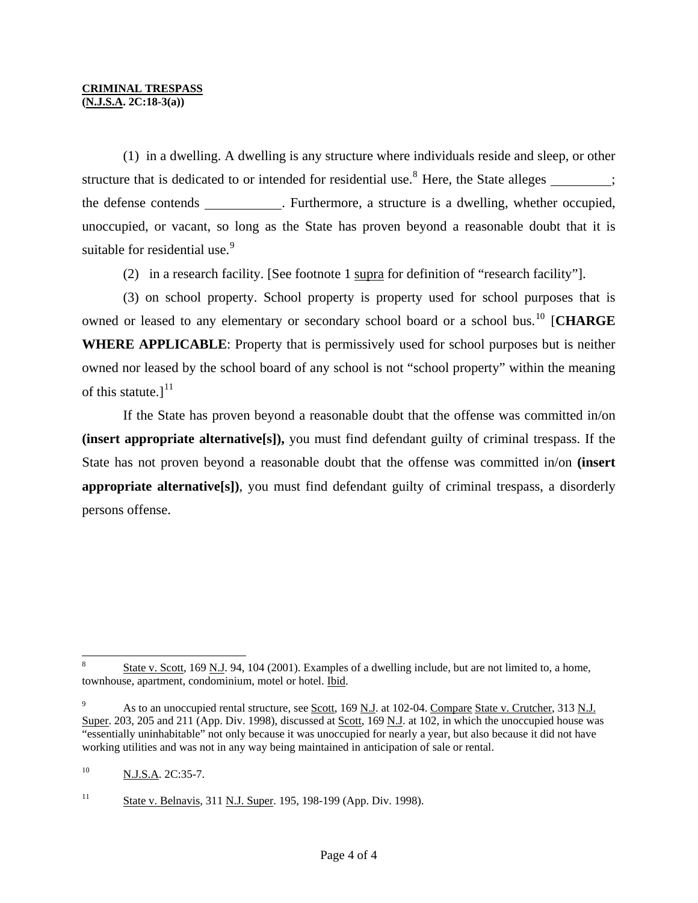**CRIMINAL TRESPASS**
**(N.J.S.A. 2C:18-3(a))**

(1) in a dwelling. A dwelling is any structure where individuals reside and sleep, or other structure that is dedicated to or intended for residential use.[8] Here, the State alleges _________; the defense contends ___________. Furthermore, a structure is a dwelling, whether occupied, unoccupied, or vacant, so long as the State has proven beyond a reasonable doubt that it is suitable for residential use.[9]

(2) in a research facility. [See footnote 1 supra for definition of "research facility"].

(3) on school property. School property is property used for school purposes that is owned or leased to any elementary or secondary school board or a school bus.[10] [**CHARGE WHERE APPLICABLE**: Property that is permissively used for school purposes but is neither owned nor leased by the school board of any school is not "school property" within the meaning of this statute.][11]

If the State has proven beyond a reasonable doubt that the offense was committed in/on **(insert appropriate alternative[s]),** you must find defendant guilty of criminal trespass. If the State has not proven beyond a reasonable doubt that the offense was committed in/on **(insert appropriate alternative[s])**, you must find defendant guilty of criminal trespass, a disorderly persons offense.

---

[8] State v. Scott, 169 N.J. 94, 104 (2001). Examples of a dwelling include, but are not limited to, a home, townhouse, apartment, condominium, motel or hotel. Ibid.

[9] As to an unoccupied rental structure, see Scott, 169 N.J. at 102-04. Compare State v. Crutcher, 313 N.J. Super. 203, 205 and 211 (App. Div. 1998), discussed at Scott, 169 N.J. at 102, in which the unoccupied house was "essentially uninhabitable" not only because it was unoccupied for nearly a year, but also because it did not have working utilities and was not in any way being maintained in anticipation of sale or rental.

[10] N.J.S.A. 2C:35-7.

[11] State v. Belnavis, 311 N.J. Super. 195, 198-199 (App. Div. 1998).